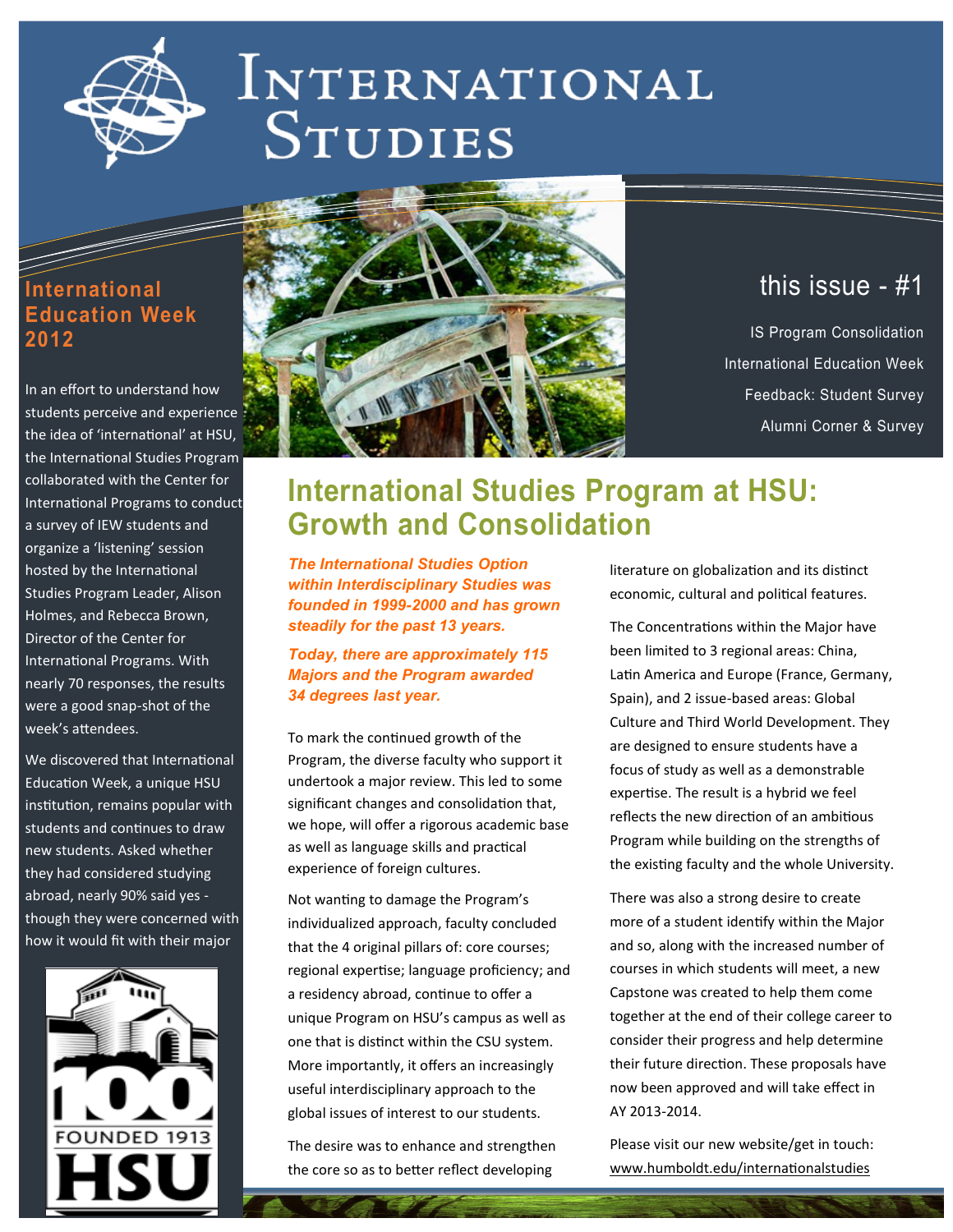# International Studies

## this issue - #1

IS Program Consolidation

International Education Week

Feedback: Student Survey

Alumni Corner & Survey

## International Education Week 2012

In an effort to understand how students perceive and experience the idea of 'international' at HSU, the International Studies Program collaborated with the Center for International Programs to conduct a survey of IEW students and organize a 'listening' session hosted by the International Studies Program Leader, Alison Holmes, and Rebecca Brown, Director of the Center for International Programs. With nearly 70 responses, the results were a good snap-shot of the week's attendees.

We discovered that International Education Week, a unique HSU institution, remains popular with students and continues to draw new students. Asked whether they had considered studying abroad, nearly 90% said yes - though they were concerned with how it would fit with their major

100 FOUNDED 1913 HSU

# International Studies Program at HSU: Growth and Consolidation

***The International Studies Option within Interdisciplinary Studies was founded in 1999-2000 and has grown steadily for the past 13 years.***

***Today, there are approximately 115 Majors and the Program awarded 34 degrees last year.***

To mark the continued growth of the Program, the diverse faculty who support it undertook a major review. This led to some significant changes and consolidation that, we hope, will offer a rigorous academic base as well as language skills and practical experience of foreign cultures.

Not wanting to damage the Program's individualized approach, faculty concluded that the 4 original pillars of: core courses; regional expertise; language proficiency; and a residency abroad, continue to offer a unique Program on HSU's campus as well as one that is distinct within the CSU system. More importantly, it offers an increasingly useful interdisciplinary approach to the global issues of interest to our students.

The desire was to enhance and strengthen the core so as to better reflect developing literature on globalization and its distinct economic, cultural and political features.

The Concentrations within the Major have been limited to 3 regional areas: China, Latin America and Europe (France, Germany, Spain), and 2 issue-based areas: Global Culture and Third World Development. They are designed to ensure students have a focus of study as well as a demonstrable expertise. The result is a hybrid we feel reflects the new direction of an ambitious Program while building on the strengths of the existing faculty and the whole University.

There was also a strong desire to create more of a student identify within the Major and so, along with the increased number of courses in which students will meet, a new Capstone was created to help them come together at the end of their college career to consider their progress and help determine their future direction. These proposals have now been approved and will take effect in AY 2013-2014.

Please visit our new website/get in touch: www.humboldt.edu/internationalstudies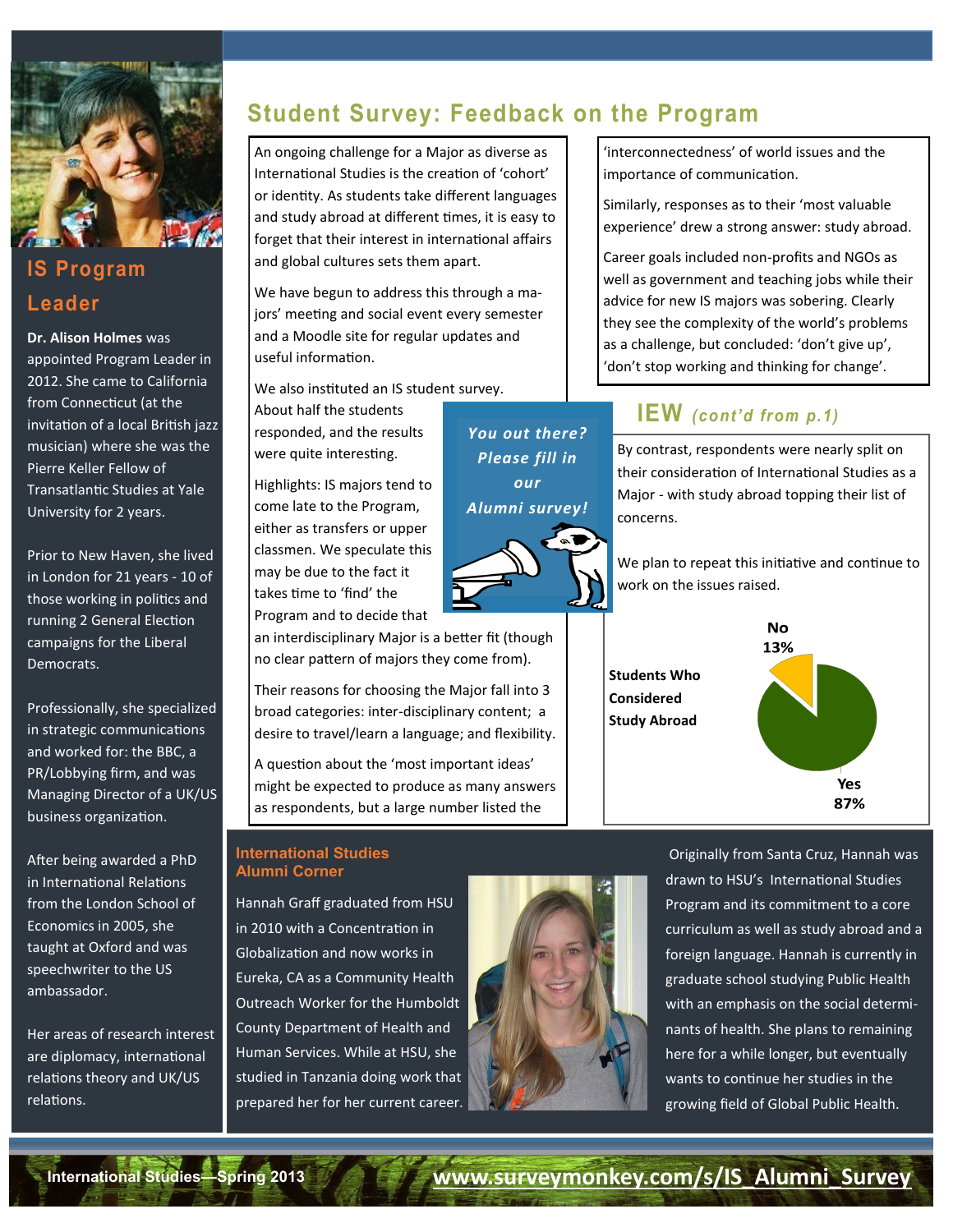## IS Program Leader

**Dr. Alison Holmes** was appointed Program Leader in 2012. She came to California from Connecticut (at the invitation of a local British jazz musician) where she was the Pierre Keller Fellow of Transatlantic Studies at Yale University for 2 years.

Prior to New Haven, she lived in London for 21 years - 10 of those working in politics and running 2 General Election campaigns for the Liberal Democrats.

Professionally, she specialized in strategic communications and worked for: the BBC, a PR/Lobbying firm, and was Managing Director of a UK/US business organization.

After being awarded a PhD in International Relations from the London School of Economics in 2005, she taught at Oxford and was speechwriter to the US ambassador.

Her areas of research interest are diplomacy, international relations theory and UK/US relations.

# Student Survey: Feedback on the Program

An ongoing challenge for a Major as diverse as International Studies is the creation of 'cohort' or identity. As students take different languages and study abroad at different times, it is easy to forget that their interest in international affairs and global cultures sets them apart.

We have begun to address this through a majors' meeting and social event every semester and a Moodle site for regular updates and useful information.

We also instituted an IS student survey. About half the students responded, and the results were quite interesting.

Highlights: IS majors tend to come late to the Program, either as transfers or upper classmen. We speculate this may be due to the fact it takes time to 'find' the Program and to decide that an interdisciplinary Major is a better fit (though no clear pattern of majors they come from).

Their reasons for choosing the Major fall into 3 broad categories: inter-disciplinary content; a desire to travel/learn a language; and flexibility.

A question about the 'most important ideas' might be expected to produce as many answers as respondents, but a large number listed the 'interconnectedness' of world issues and the importance of communication.

Similarly, responses as to their 'most valuable experience' drew a strong answer: study abroad.

Career goals included non-profits and NGOs as well as government and teaching jobs while their advice for new IS majors was sobering. Clearly they see the complexity of the world's problems as a challenge, but concluded: 'don't give up', 'don't stop working and thinking for change'.

***You out there? Please fill in our Alumni survey!***

## IEW *(cont'd from p.1)*

By contrast, respondents were nearly split on their consideration of International Studies as a Major - with study abroad topping their list of concerns.

We plan to repeat this initiative and continue to work on the issues raised.

**Students Who Considered Study Abroad**

No
13%

Yes
87%

## International Studies Alumni Corner

Hannah Graff graduated from HSU in 2010 with a Concentration in Globalization and now works in Eureka, CA as a Community Health Outreach Worker for the Humboldt County Department of Health and Human Services. While at HSU, she studied in Tanzania doing work that prepared her for her current career.

Originally from Santa Cruz, Hannah was drawn to HSU's International Studies Program and its commitment to a core curriculum as well as study abroad and a foreign language. Hannah is currently in graduate school studying Public Health with an emphasis on the social determinants of health. She plans to remaining here for a while longer, but eventually wants to continue her studies in the growing field of Global Public Health.

www.surveymonkey.com/s/IS_Alumni_Survey